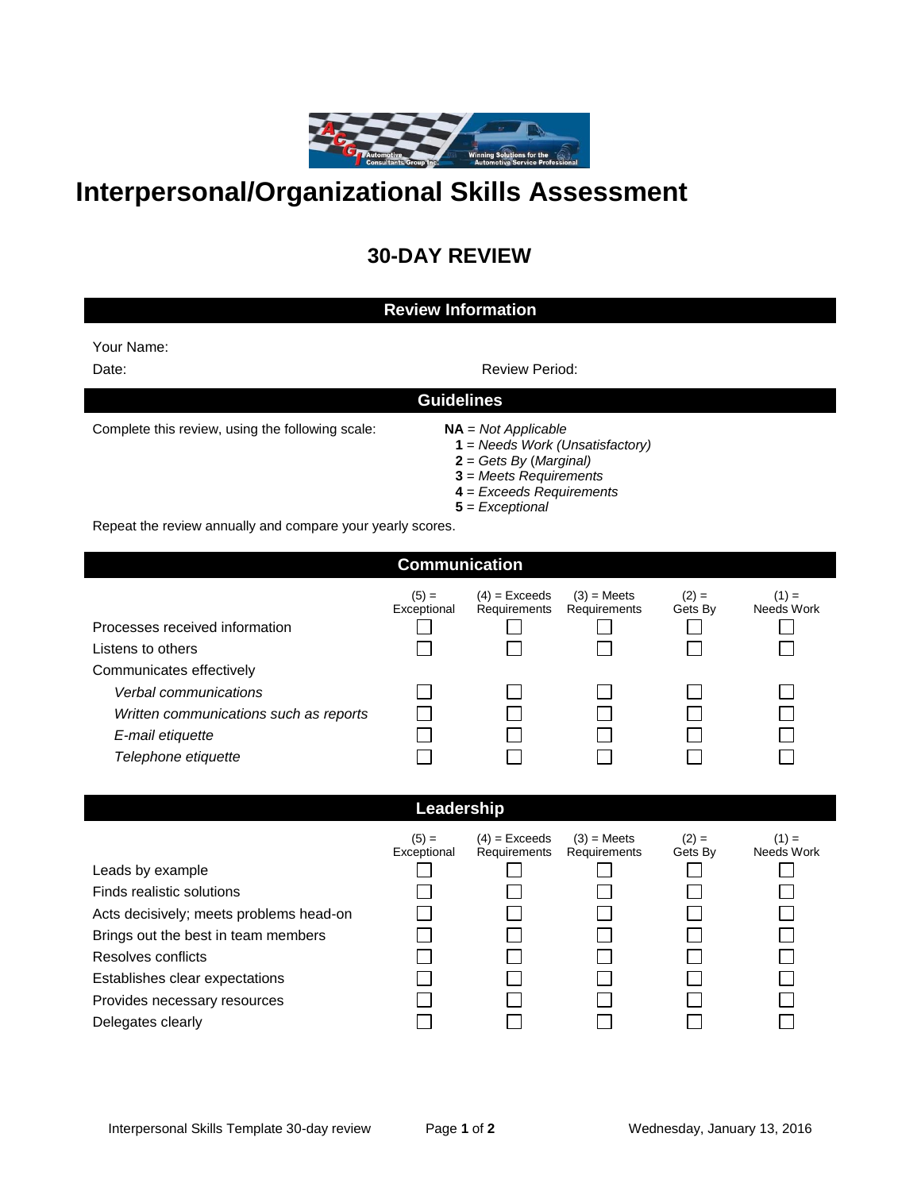# Interpersonal/Organizational Skills Assessment

## 30-DAY REVIEW

### Review Information

Your Name:

Date: Review Period:

### Guidelines

Complete this review, using the following scale:

**NA** = *Not Applicable*
**1** = *Needs Work (Unsatisfactory)*
**2** = *Gets By* (*Marginal)*
**3** = *Meets Requirements*
**4** = *Exceeds Requirements*
**5** = *Exceptional*

Repeat the review annually and compare your yearly scores.

### Communication

| | (5) = Exceptional | (4) = Exceeds Requirements | (3) = Meets Requirements | (2) = Gets By | (1) = Needs Work |
|---|---|---|---|---|---|
| Processes received information | ☐ | ☐ | ☐ | ☐ | ☐ |
| Listens to others | ☐ | ☐ | ☐ | ☐ | ☐ |
| Communicates effectively | | | | | |
| *Verbal communications* | ☐ | ☐ | ☐ | ☐ | ☐ |
| *Written communications such as reports* | ☐ | ☐ | ☐ | ☐ | ☐ |
| *E-mail etiquette* | ☐ | ☐ | ☐ | ☐ | ☐ |
| *Telephone etiquette* | ☐ | ☐ | ☐ | ☐ | ☐ |

### Leadership

| | (5) = Exceptional | (4) = Exceeds Requirements | (3) = Meets Requirements | (2) = Gets By | (1) = Needs Work |
|---|---|---|---|---|---|
| Leads by example | ☐ | ☐ | ☐ | ☐ | ☐ |
| Finds realistic solutions | ☐ | ☐ | ☐ | ☐ | ☐ |
| Acts decisively; meets problems head-on | ☐ | ☐ | ☐ | ☐ | ☐ |
| Brings out the best in team members | ☐ | ☐ | ☐ | ☐ | ☐ |
| Resolves conflicts | ☐ | ☐ | ☐ | ☐ | ☐ |
| Establishes clear expectations | ☐ | ☐ | ☐ | ☐ | ☐ |
| Provides necessary resources | ☐ | ☐ | ☐ | ☐ | ☐ |
| Delegates clearly | ☐ | ☐ | ☐ | ☐ | ☐ |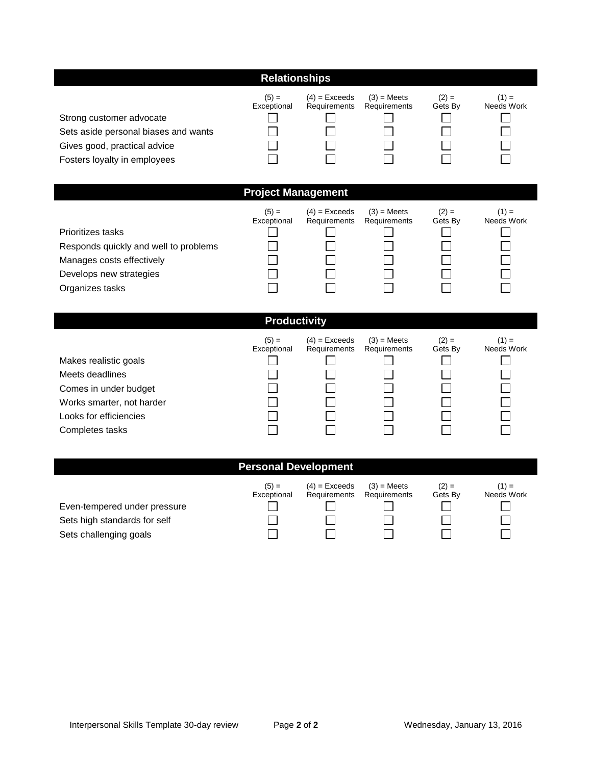## Relationships

| | (5) = Exceptional | (4) = Exceeds Requirements | (3) = Meets Requirements | (2) = Gets By | (1) = Needs Work |
|---|---|---|---|---|---|
| Strong customer advocate | ☐ | ☐ | ☐ | ☐ | ☐ |
| Sets aside personal biases and wants | ☐ | ☐ | ☐ | ☐ | ☐ |
| Gives good, practical advice | ☐ | ☐ | ☐ | ☐ | ☐ |
| Fosters loyalty in employees | ☐ | ☐ | ☐ | ☐ | ☐ |

## Project Management

| | (5) = Exceptional | (4) = Exceeds Requirements | (3) = Meets Requirements | (2) = Gets By | (1) = Needs Work |
|---|---|---|---|---|---|
| Prioritizes tasks | ☐ | ☐ | ☐ | ☐ | ☐ |
| Responds quickly and well to problems | ☐ | ☐ | ☐ | ☐ | ☐ |
| Manages costs effectively | ☐ | ☐ | ☐ | ☐ | ☐ |
| Develops new strategies | ☐ | ☐ | ☐ | ☐ | ☐ |
| Organizes tasks | ☐ | ☐ | ☐ | ☐ | ☐ |

## Productivity

| | (5) = Exceptional | (4) = Exceeds Requirements | (3) = Meets Requirements | (2) = Gets By | (1) = Needs Work |
|---|---|---|---|---|---|
| Makes realistic goals | ☐ | ☐ | ☐ | ☐ | ☐ |
| Meets deadlines | ☐ | ☐ | ☐ | ☐ | ☐ |
| Comes in under budget | ☐ | ☐ | ☐ | ☐ | ☐ |
| Works smarter, not harder | ☐ | ☐ | ☐ | ☐ | ☐ |
| Looks for efficiencies | ☐ | ☐ | ☐ | ☐ | ☐ |
| Completes tasks | ☐ | ☐ | ☐ | ☐ | ☐ |

## Personal Development

| | (5) = Exceptional | (4) = Exceeds Requirements | (3) = Meets Requirements | (2) = Gets By | (1) = Needs Work |
|---|---|---|---|---|---|
| Even-tempered under pressure | ☐ | ☐ | ☐ | ☐ | ☐ |
| Sets high standards for self | ☐ | ☐ | ☐ | ☐ | ☐ |
| Sets challenging goals | ☐ | ☐ | ☐ | ☐ | ☐ |